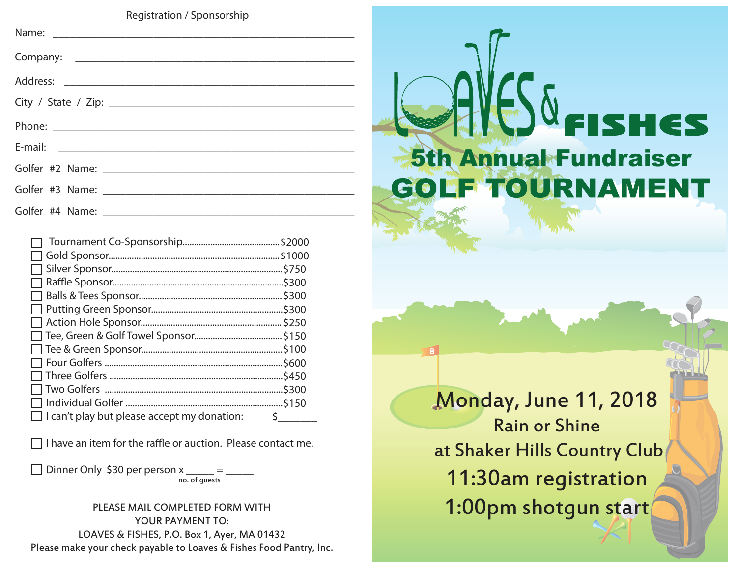Registration / Sponsorship

Name: ______________________________________________

Company: ______________________________________________

Address: ______________________________________________

City / State / Zip: ______________________________________________

Phone: ______________________________________________

E-mail: ______________________________________________

Golfer #2 Name: ______________________________________________

Golfer #3 Name: ______________________________________________

Golfer #4 Name: ______________________________________________

- ☐ Tournament Co-Sponsorship........................................$2000
- ☐ Gold Sponsor........................................$1000
- ☐ Silver Sponsor........................................$750
- ☐ Raffle Sponsor........................................$300
- ☐ Balls & Tees Sponsor........................................$300
- ☐ Putting Green Sponsor........................................$300
- ☐ Action Hole Sponsor........................................$250
- ☐ Tee, Green & Golf Towel Sponsor........................................$150
- ☐ Tee & Green Sponsor........................................$100
- ☐ Four Golfers ........................................$600
- ☐ Three Golfers ........................................$450
- ☐ Two Golfers ........................................$300
- ☐ Individual Golfer ........................................$150
- ☐ I can't play but please accept my donation: $_______

☐ I have an item for the raffle or auction. Please contact me.

☐ Dinner Only $30 per person x _____ = _____
no. of guests

PLEASE MAIL COMPLETED FORM WITH
YOUR PAYMENT TO:
LOAVES & FISHES, P.O. Box 1, Ayer, MA 01432
Please make your check payable to Loaves & Fishes Food Pantry, Inc.

# LOAVES & FISHES

## 5th Annual Fundraiser GOLF TOURNAMENT

Monday, June 11, 2018
Rain or Shine
at Shaker Hills Country Club
11:30am registration
1:00pm shotgun start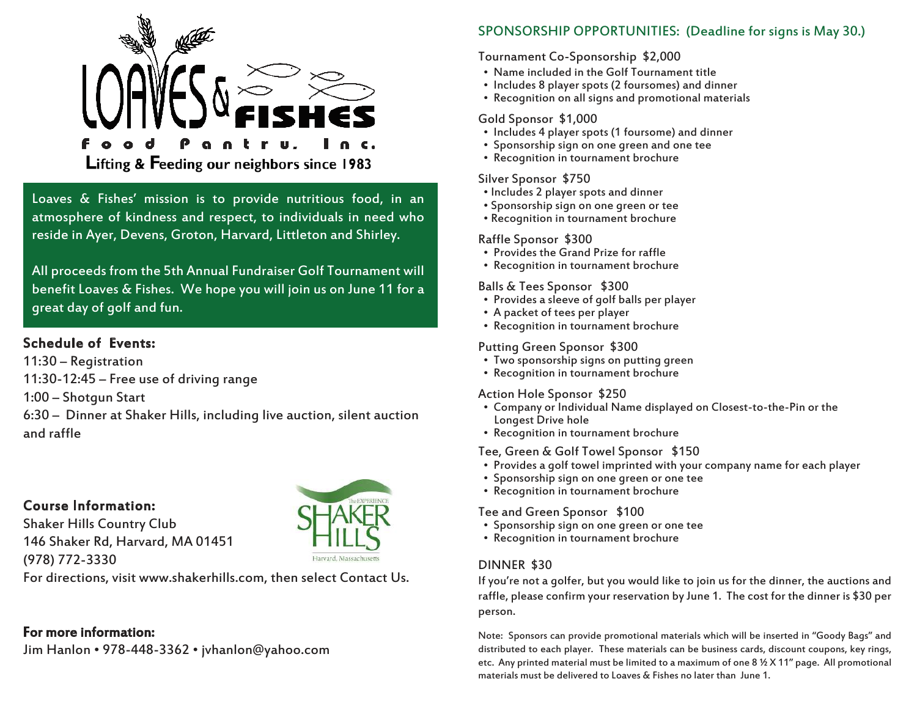# LOAVES & FISHES

Food Pantry, Inc.

**L**ifting & **F**eeding our neighbors since 1983

Loaves & Fishes' mission is to provide nutritious food, in an atmosphere of kindness and respect, to individuals in need who reside in Ayer, Devens, Groton, Harvard, Littleton and Shirley.

All proceeds from the 5th Annual Fundraiser Golf Tournament will benefit Loaves & Fishes. We hope you will join us on June 11 for a great day of golf and fun.

## Schedule of Events:

11:30 – Registration
11:30-12:45 – Free use of driving range
1:00 – Shotgun Start
6:30 – Dinner at Shaker Hills, including live auction, silent auction and raffle

## Course Information:

Shaker Hills Country Club
146 Shaker Rd, Harvard, MA 01451
(978) 772-3330
For directions, visit www.shakerhills.com, then select Contact Us.

The EXPERIENCE SHAKER HILLS Harvard, Massachusetts

## For more information:

Jim Hanlon • 978-448-3362 • jvhanlon@yahoo.com

## SPONSORSHIP OPPORTUNITIES: (Deadline for signs is May 30.)

Tournament Co-Sponsorship $2,000
- Name included in the Golf Tournament title
- Includes 8 player spots (2 foursomes) and dinner
- Recognition on all signs and promotional materials

Gold Sponsor $1,000
- Includes 4 player spots (1 foursome) and dinner
- Sponsorship sign on one green and one tee
- Recognition in tournament brochure

Silver Sponsor $750
- Includes 2 player spots and dinner
- Sponsorship sign on one green or tee
- Recognition in tournament brochure

Raffle Sponsor $300
- Provides the Grand Prize for raffle
- Recognition in tournament brochure

Balls & Tees Sponsor $300
- Provides a sleeve of golf balls per player
- A packet of tees per player
- Recognition in tournament brochure

Putting Green Sponsor $300
- Two sponsorship signs on putting green
- Recognition in tournament brochure

Action Hole Sponsor $250
- Company or Individual Name displayed on Closest-to-the-Pin or the Longest Drive hole
- Recognition in tournament brochure

Tee, Green & Golf Towel Sponsor $150
- Provides a golf towel imprinted with your company name for each player
- Sponsorship sign on one green or one tee
- Recognition in tournament brochure

Tee and Green Sponsor $100
- Sponsorship sign on one green or one tee
- Recognition in tournament brochure

DINNER $30

If you're not a golfer, but you would like to join us for the dinner, the auctions and raffle, please confirm your reservation by June 1. The cost for the dinner is $30 per person.

Note: Sponsors can provide promotional materials which will be inserted in "Goody Bags" and distributed to each player. These materials can be business cards, discount coupons, key rings, etc. Any printed material must be limited to a maximum of one 8 ½ X 11" page. All promotional materials must be delivered to Loaves & Fishes no later than June 1.